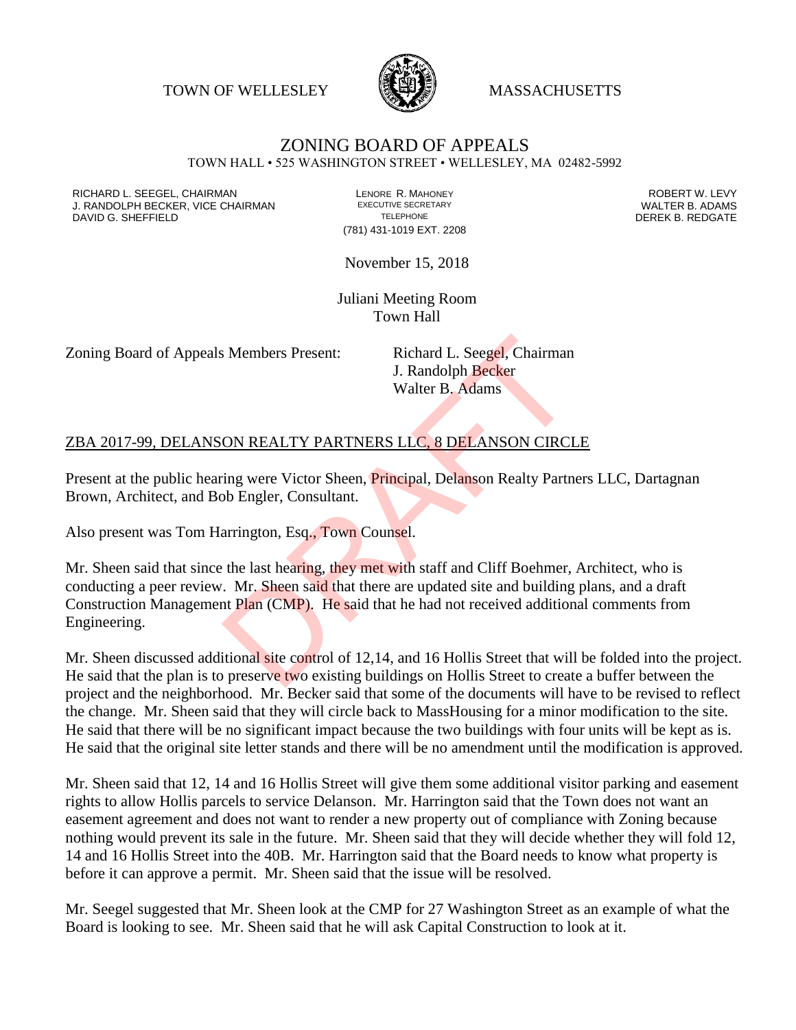TOWN OF WELLESLEY MASSACHUSETTS

# ZONING BOARD OF APPEALS

TOWN HALL • 525 WASHINGTON STREET • WELLESLEY, MA 02482-5992

RICHARD L. SEEGEL, CHAIRMAN
J. RANDOLPH BECKER, VICE CHAIRMAN
DAVID G. SHEFFIELD

LENORE R. MAHONEY
EXECUTIVE SECRETARY
TELEPHONE
(781) 431-1019 EXT. 2208

ROBERT W. LEVY
WALTER B. ADAMS
DEREK B. REDGATE

November 15, 2018

Juliani Meeting Room
Town Hall

Zoning Board of Appeals Members Present: Richard L. Seegel, Chairman
J. Randolph Becker
Walter B. Adams

ZBA 2017-99, DELANSON REALTY PARTNERS LLC, 8 DELANSON CIRCLE

Present at the public hearing were Victor Sheen, Principal, Delanson Realty Partners LLC, Dartagnan Brown, Architect, and Bob Engler, Consultant.

Also present was Tom Harrington, Esq., Town Counsel.

Mr. Sheen said that since the last hearing, they met with staff and Cliff Boehmer, Architect, who is conducting a peer review. Mr. Sheen said that there are updated site and building plans, and a draft Construction Management Plan (CMP). He said that he had not received additional comments from Engineering.

Mr. Sheen discussed additional site control of 12,14, and 16 Hollis Street that will be folded into the project. He said that the plan is to preserve two existing buildings on Hollis Street to create a buffer between the project and the neighborhood. Mr. Becker said that some of the documents will have to be revised to reflect the change. Mr. Sheen said that they will circle back to MassHousing for a minor modification to the site. He said that there will be no significant impact because the two buildings with four units will be kept as is. He said that the original site letter stands and there will be no amendment until the modification is approved.

Mr. Sheen said that 12, 14 and 16 Hollis Street will give them some additional visitor parking and easement rights to allow Hollis parcels to service Delanson. Mr. Harrington said that the Town does not want an easement agreement and does not want to render a new property out of compliance with Zoning because nothing would prevent its sale in the future. Mr. Sheen said that they will decide whether they will fold 12, 14 and 16 Hollis Street into the 40B. Mr. Harrington said that the Board needs to know what property is before it can approve a permit. Mr. Sheen said that the issue will be resolved.

Mr. Seegel suggested that Mr. Sheen look at the CMP for 27 Washington Street as an example of what the Board is looking to see. Mr. Sheen said that he will ask Capital Construction to look at it.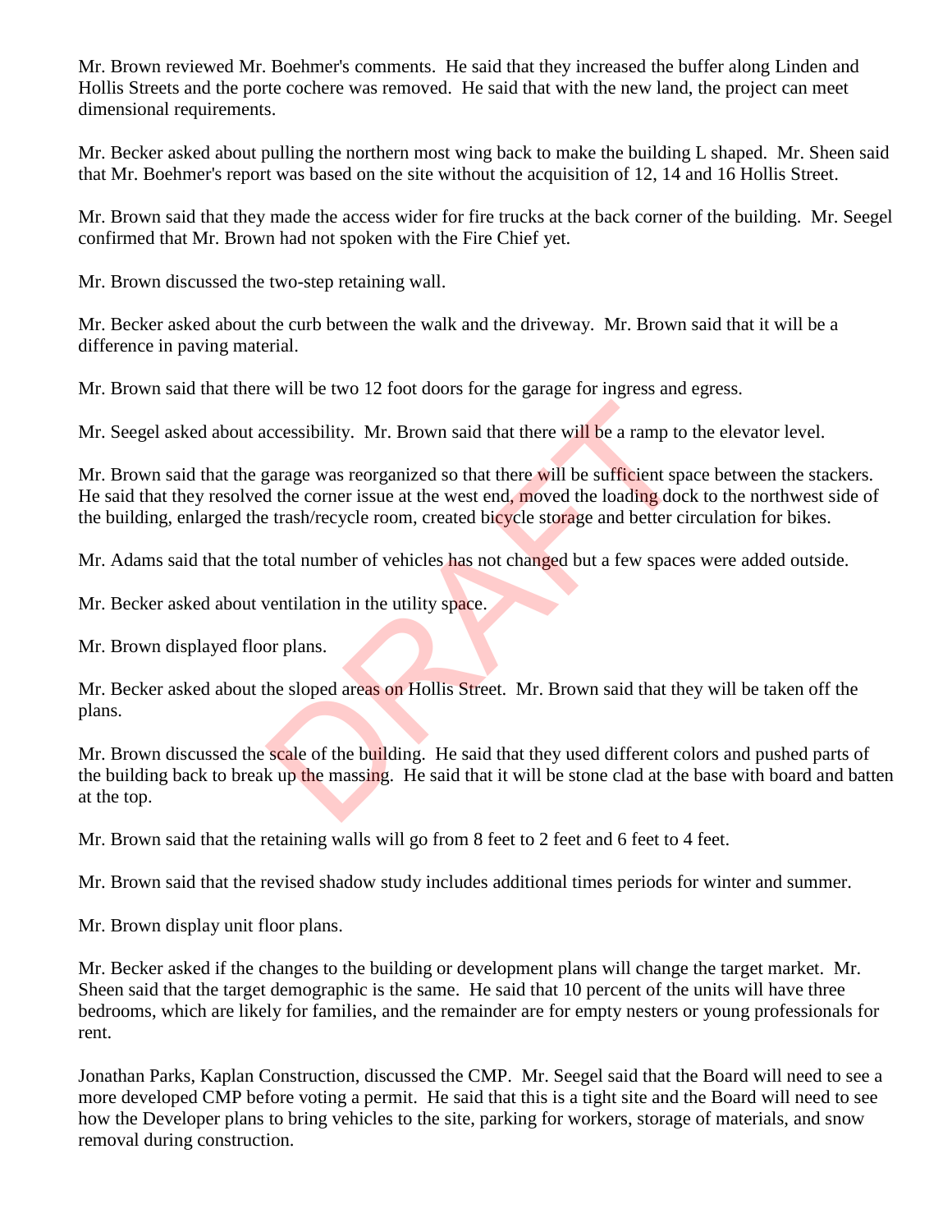Mr. Brown reviewed Mr. Boehmer's comments. He said that they increased the buffer along Linden and Hollis Streets and the porte cochere was removed. He said that with the new land, the project can meet dimensional requirements.

Mr. Becker asked about pulling the northern most wing back to make the building L shaped. Mr. Sheen said that Mr. Boehmer's report was based on the site without the acquisition of 12, 14 and 16 Hollis Street.

Mr. Brown said that they made the access wider for fire trucks at the back corner of the building. Mr. Seegel confirmed that Mr. Brown had not spoken with the Fire Chief yet.

Mr. Brown discussed the two-step retaining wall.

Mr. Becker asked about the curb between the walk and the driveway. Mr. Brown said that it will be a difference in paving material.

Mr. Brown said that there will be two 12 foot doors for the garage for ingress and egress.

Mr. Seegel asked about accessibility. Mr. Brown said that there will be a ramp to the elevator level.

Mr. Brown said that the garage was reorganized so that there will be sufficient space between the stackers. He said that they resolved the corner issue at the west end, moved the loading dock to the northwest side of the building, enlarged the trash/recycle room, created bicycle storage and better circulation for bikes.

Mr. Adams said that the total number of vehicles has not changed but a few spaces were added outside.

Mr. Becker asked about ventilation in the utility space.

Mr. Brown displayed floor plans.

Mr. Becker asked about the sloped areas on Hollis Street. Mr. Brown said that they will be taken off the plans.

Mr. Brown discussed the scale of the building. He said that they used different colors and pushed parts of the building back to break up the massing. He said that it will be stone clad at the base with board and batten at the top.

Mr. Brown said that the retaining walls will go from 8 feet to 2 feet and 6 feet to 4 feet.

Mr. Brown said that the revised shadow study includes additional times periods for winter and summer.

Mr. Brown display unit floor plans.

Mr. Becker asked if the changes to the building or development plans will change the target market. Mr. Sheen said that the target demographic is the same. He said that 10 percent of the units will have three bedrooms, which are likely for families, and the remainder are for empty nesters or young professionals for rent.

Jonathan Parks, Kaplan Construction, discussed the CMP. Mr. Seegel said that the Board will need to see a more developed CMP before voting a permit. He said that this is a tight site and the Board will need to see how the Developer plans to bring vehicles to the site, parking for workers, storage of materials, and snow removal during construction.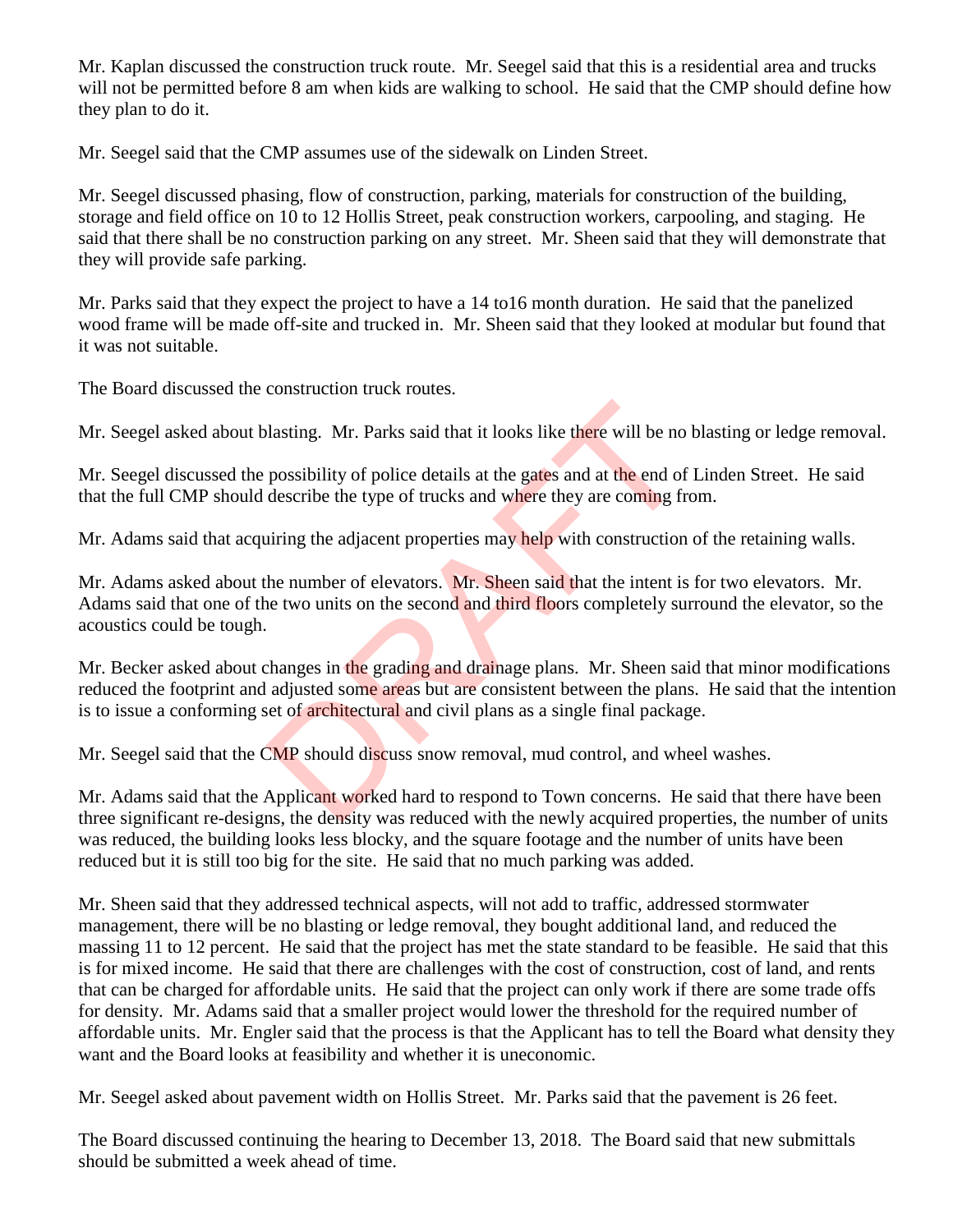Mr. Kaplan discussed the construction truck route. Mr. Seegel said that this is a residential area and trucks will not be permitted before 8 am when kids are walking to school. He said that the CMP should define how they plan to do it.

Mr. Seegel said that the CMP assumes use of the sidewalk on Linden Street.

Mr. Seegel discussed phasing, flow of construction, parking, materials for construction of the building, storage and field office on 10 to 12 Hollis Street, peak construction workers, carpooling, and staging. He said that there shall be no construction parking on any street. Mr. Sheen said that they will demonstrate that they will provide safe parking.

Mr. Parks said that they expect the project to have a 14 to16 month duration. He said that the panelized wood frame will be made off-site and trucked in. Mr. Sheen said that they looked at modular but found that it was not suitable.

The Board discussed the construction truck routes.

Mr. Seegel asked about blasting. Mr. Parks said that it looks like there will be no blasting or ledge removal.

Mr. Seegel discussed the possibility of police details at the gates and at the end of Linden Street. He said that the full CMP should describe the type of trucks and where they are coming from.

Mr. Adams said that acquiring the adjacent properties may help with construction of the retaining walls.

Mr. Adams asked about the number of elevators. Mr. Sheen said that the intent is for two elevators. Mr. Adams said that one of the two units on the second and third floors completely surround the elevator, so the acoustics could be tough.

Mr. Becker asked about changes in the grading and drainage plans. Mr. Sheen said that minor modifications reduced the footprint and adjusted some areas but are consistent between the plans. He said that the intention is to issue a conforming set of architectural and civil plans as a single final package.

Mr. Seegel said that the CMP should discuss snow removal, mud control, and wheel washes.

Mr. Adams said that the Applicant worked hard to respond to Town concerns. He said that there have been three significant re-designs, the density was reduced with the newly acquired properties, the number of units was reduced, the building looks less blocky, and the square footage and the number of units have been reduced but it is still too big for the site. He said that no much parking was added.

Mr. Sheen said that they addressed technical aspects, will not add to traffic, addressed stormwater management, there will be no blasting or ledge removal, they bought additional land, and reduced the massing 11 to 12 percent. He said that the project has met the state standard to be feasible. He said that this is for mixed income. He said that there are challenges with the cost of construction, cost of land, and rents that can be charged for affordable units. He said that the project can only work if there are some trade offs for density. Mr. Adams said that a smaller project would lower the threshold for the required number of affordable units. Mr. Engler said that the process is that the Applicant has to tell the Board what density they want and the Board looks at feasibility and whether it is uneconomic.

Mr. Seegel asked about pavement width on Hollis Street. Mr. Parks said that the pavement is 26 feet.

The Board discussed continuing the hearing to December 13, 2018. The Board said that new submittals should be submitted a week ahead of time.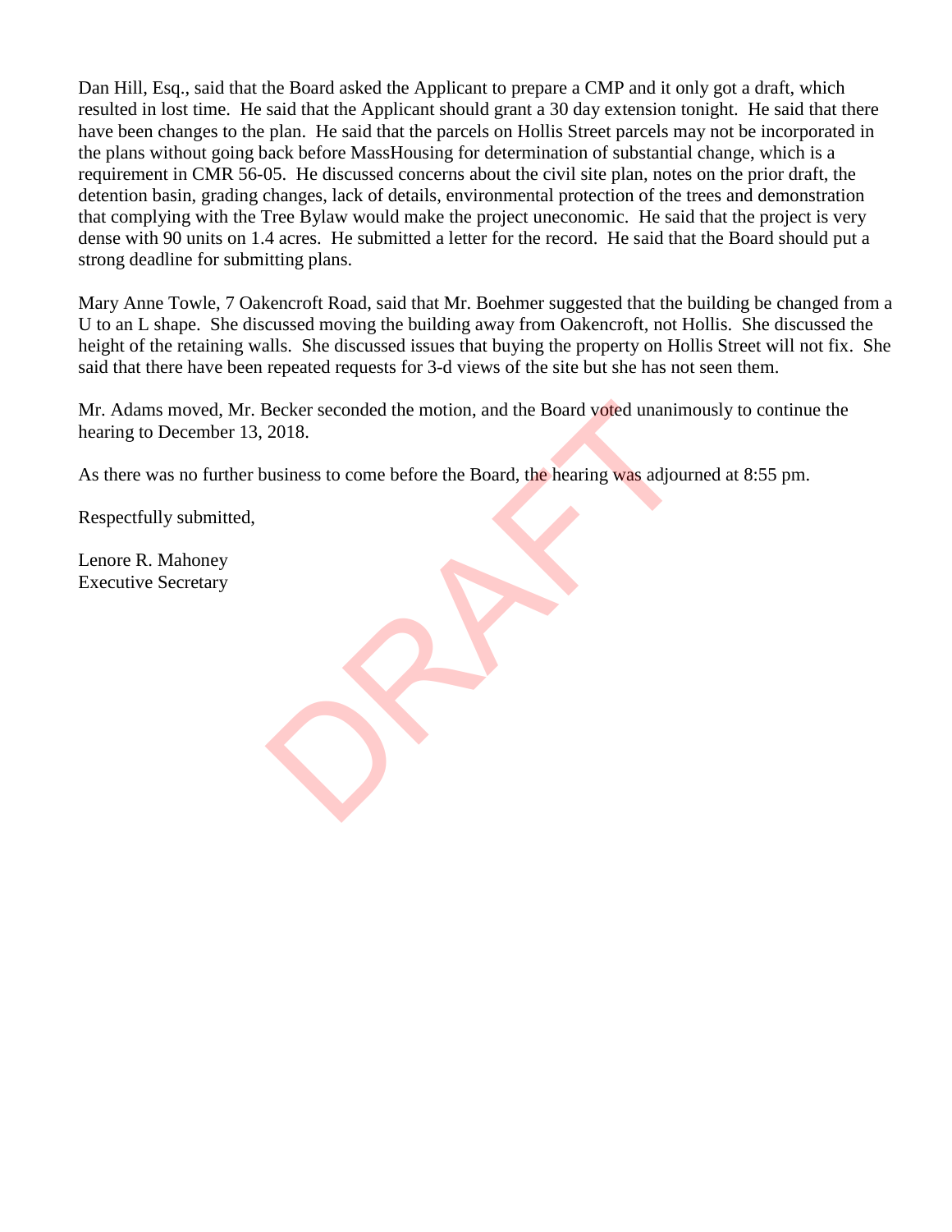Dan Hill, Esq., said that the Board asked the Applicant to prepare a CMP and it only got a draft, which resulted in lost time. He said that the Applicant should grant a 30 day extension tonight. He said that there have been changes to the plan. He said that the parcels on Hollis Street parcels may not be incorporated in the plans without going back before MassHousing for determination of substantial change, which is a requirement in CMR 56-05. He discussed concerns about the civil site plan, notes on the prior draft, the detention basin, grading changes, lack of details, environmental protection of the trees and demonstration that complying with the Tree Bylaw would make the project uneconomic. He said that the project is very dense with 90 units on 1.4 acres. He submitted a letter for the record. He said that the Board should put a strong deadline for submitting plans.

Mary Anne Towle, 7 Oakencroft Road, said that Mr. Boehmer suggested that the building be changed from a U to an L shape. She discussed moving the building away from Oakencroft, not Hollis. She discussed the height of the retaining walls. She discussed issues that buying the property on Hollis Street will not fix. She said that there have been repeated requests for 3-d views of the site but she has not seen them.

Mr. Adams moved, Mr. Becker seconded the motion, and the Board voted unanimously to continue the hearing to December 13, 2018.

As there was no further business to come before the Board, the hearing was adjourned at 8:55 pm.

Respectfully submitted,

Lenore R. Mahoney
Executive Secretary

DRAFT